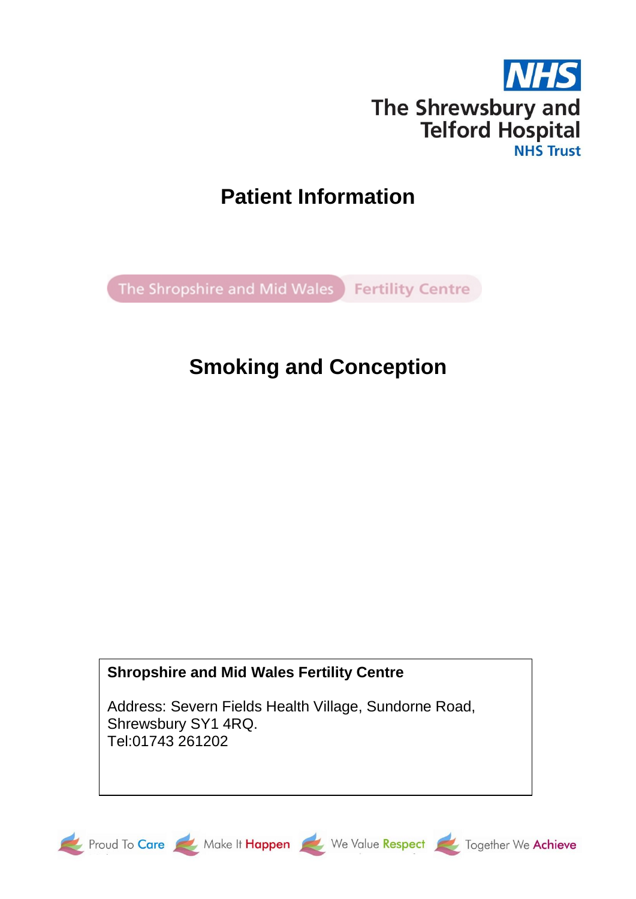NHS

The Shrewsbury and Telford Hospital
NHS Trust

# Patient Information

The Shropshire and Mid Wales Fertility Centre

# Smoking and Conception

**Shropshire and Mid Wales Fertility Centre**

Address: Severn Fields Health Village, Sundorne Road, Shrewsbury SY1 4RQ.
Tel:01743 261202

Proud To Care   Make It Happen   We Value Respect   Together We Achieve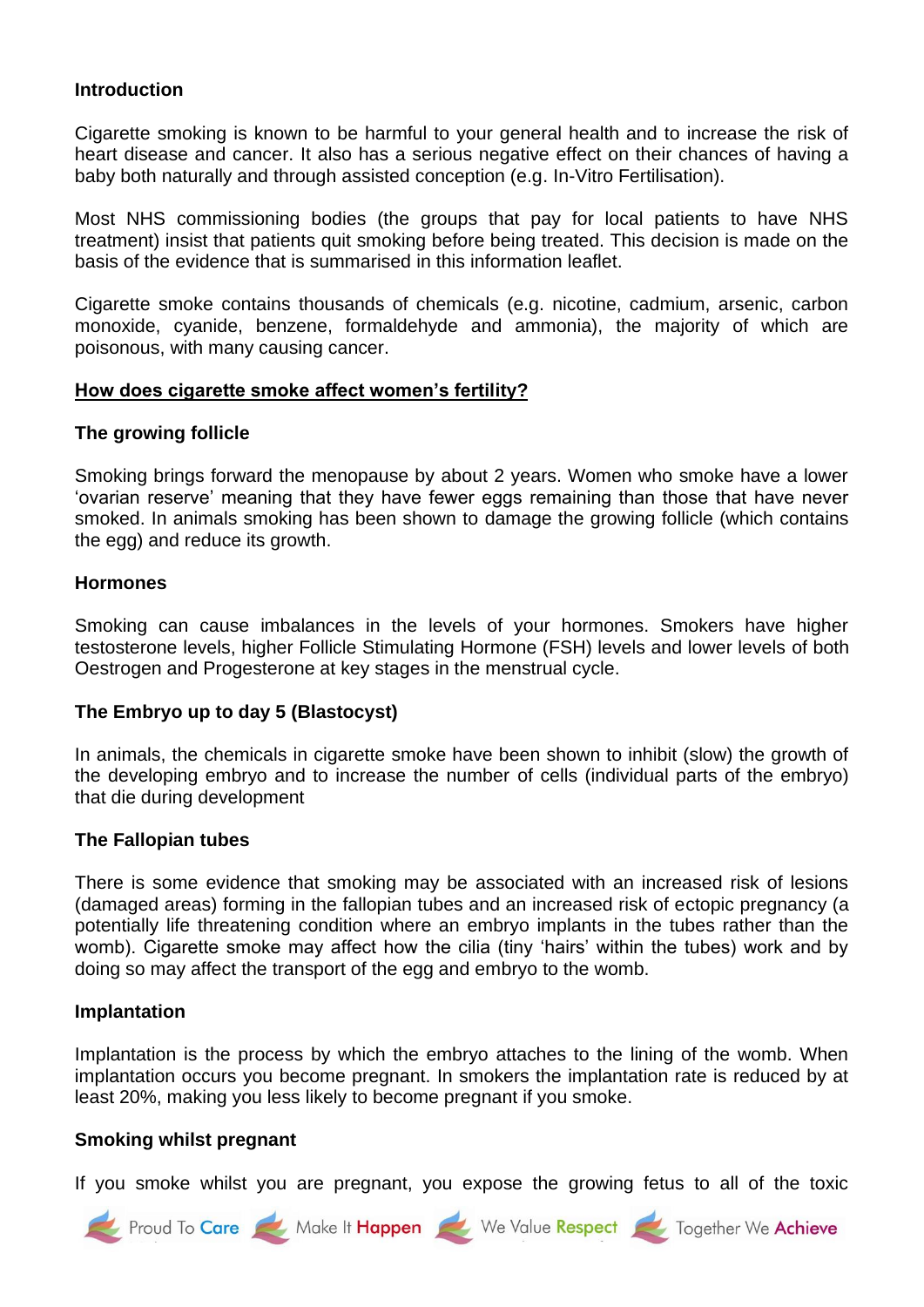**Introduction**

Cigarette smoking is known to be harmful to your general health and to increase the risk of heart disease and cancer. It also has a serious negative effect on their chances of having a baby both naturally and through assisted conception (e.g. In-Vitro Fertilisation).

Most NHS commissioning bodies (the groups that pay for local patients to have NHS treatment) insist that patients quit smoking before being treated. This decision is made on the basis of the evidence that is summarised in this information leaflet.

Cigarette smoke contains thousands of chemicals (e.g. nicotine, cadmium, arsenic, carbon monoxide, cyanide, benzene, formaldehyde and ammonia), the majority of which are poisonous, with many causing cancer.

## How does cigarette smoke affect women's fertility?

**The growing follicle**

Smoking brings forward the menopause by about 2 years. Women who smoke have a lower 'ovarian reserve' meaning that they have fewer eggs remaining than those that have never smoked. In animals smoking has been shown to damage the growing follicle (which contains the egg) and reduce its growth.

**Hormones**

Smoking can cause imbalances in the levels of your hormones. Smokers have higher testosterone levels, higher Follicle Stimulating Hormone (FSH) levels and lower levels of both Oestrogen and Progesterone at key stages in the menstrual cycle.

**The Embryo up to day 5 (Blastocyst)**

In animals, the chemicals in cigarette smoke have been shown to inhibit (slow) the growth of the developing embryo and to increase the number of cells (individual parts of the embryo) that die during development

**The Fallopian tubes**

There is some evidence that smoking may be associated with an increased risk of lesions (damaged areas) forming in the fallopian tubes and an increased risk of ectopic pregnancy (a potentially life threatening condition where an embryo implants in the tubes rather than the womb). Cigarette smoke may affect how the cilia (tiny 'hairs' within the tubes) work and by doing so may affect the transport of the egg and embryo to the womb.

**Implantation**

Implantation is the process by which the embryo attaches to the lining of the womb. When implantation occurs you become pregnant. In smokers the implantation rate is reduced by at least 20%, making you less likely to become pregnant if you smoke.

**Smoking whilst pregnant**

If you smoke whilst you are pregnant, you expose the growing fetus to all of the toxic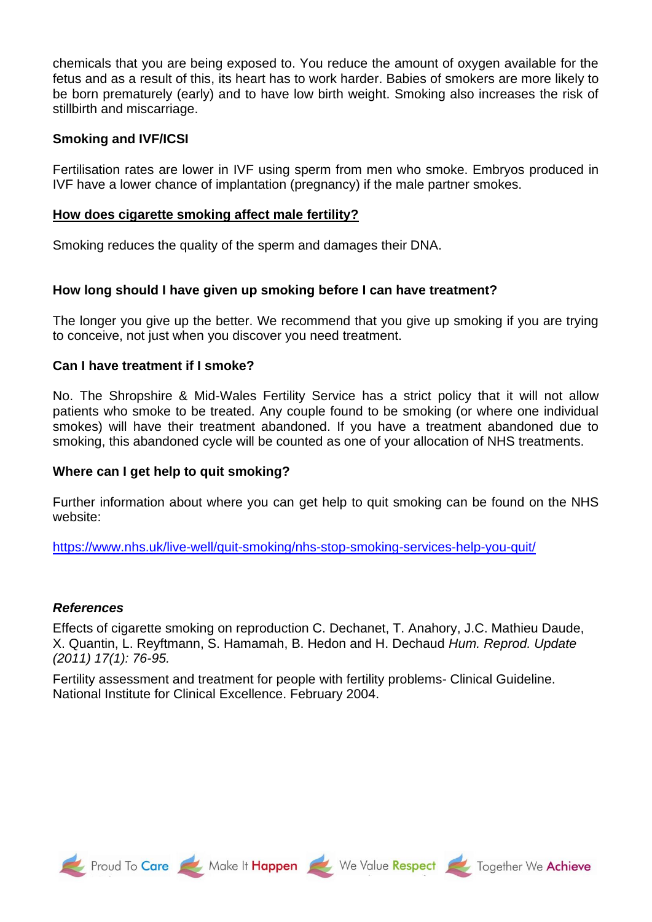chemicals that you are being exposed to. You reduce the amount of oxygen available for the fetus and as a result of this, its heart has to work harder. Babies of smokers are more likely to be born prematurely (early) and to have low birth weight. Smoking also increases the risk of stillbirth and miscarriage.

**Smoking and IVF/ICSI**

Fertilisation rates are lower in IVF using sperm from men who smoke. Embryos produced in IVF have a lower chance of implantation (pregnancy) if the male partner smokes.

**How does cigarette smoking affect male fertility?**

Smoking reduces the quality of the sperm and damages their DNA.

**How long should I have given up smoking before I can have treatment?**

The longer you give up the better. We recommend that you give up smoking if you are trying to conceive, not just when you discover you need treatment.

**Can I have treatment if I smoke?**

No. The Shropshire & Mid-Wales Fertility Service has a strict policy that it will not allow patients who smoke to be treated. Any couple found to be smoking (or where one individual smokes) will have their treatment abandoned. If you have a treatment abandoned due to smoking, this abandoned cycle will be counted as one of your allocation of NHS treatments.

**Where can I get help to quit smoking?**

Further information about where you can get help to quit smoking can be found on the NHS website:

https://www.nhs.uk/live-well/quit-smoking/nhs-stop-smoking-services-help-you-quit/

***References***

Effects of cigarette smoking on reproduction C. Dechanet, T. Anahory, J.C. Mathieu Daude, X. Quantin, L. Reyftmann, S. Hamamah, B. Hedon and H. Dechaud *Hum. Reprod. Update (2011) 17(1): 76-95.*

Fertility assessment and treatment for people with fertility problems- Clinical Guideline. National Institute for Clinical Excellence. February 2004.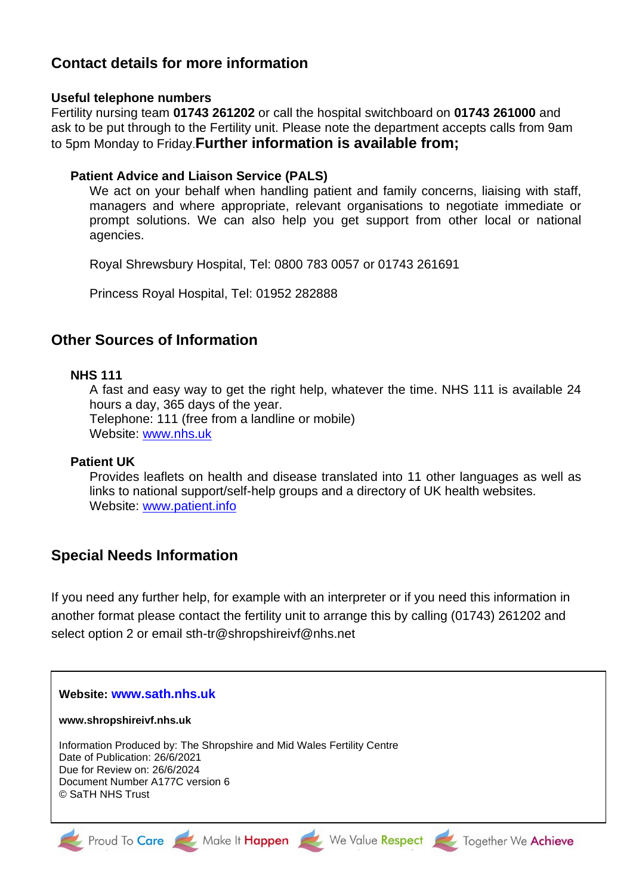## Contact details for more information

**Useful telephone numbers**

Fertility nursing team **01743 261202** or call the hospital switchboard on **01743 261000** and ask to be put through to the Fertility unit. Please note the department accepts calls from 9am to 5pm Monday to Friday. **Further information is available from;**

### Patient Advice and Liaison Service (PALS)

We act on your behalf when handling patient and family concerns, liaising with staff, managers and where appropriate, relevant organisations to negotiate immediate or prompt solutions. We can also help you get support from other local or national agencies.

Royal Shrewsbury Hospital, Tel: 0800 783 0057 or 01743 261691

Princess Royal Hospital, Tel: 01952 282888

## Other Sources of Information

### NHS 111

A fast and easy way to get the right help, whatever the time. NHS 111 is available 24 hours a day, 365 days of the year.
Telephone: 111 (free from a landline or mobile)
Website: www.nhs.uk

### Patient UK

Provides leaflets on health and disease translated into 11 other languages as well as links to national support/self-help groups and a directory of UK health websites.
Website: www.patient.info

## Special Needs Information

If you need any further help, for example with an interpreter or if you need this information in another format please contact the fertility unit to arrange this by calling (01743) 261202 and select option 2 or email sth-tr@shropshireivf@nhs.net

**Website: www.sath.nhs.uk**

**www.shropshireivf.nhs.uk**

Information Produced by: The Shropshire and Mid Wales Fertility Centre
Date of Publication: 26/6/2021
Due for Review on: 26/6/2024
Document Number A177C version 6
© SaTH NHS Trust

Proud To Care | Make It Happen | We Value Respect | Together We Achieve